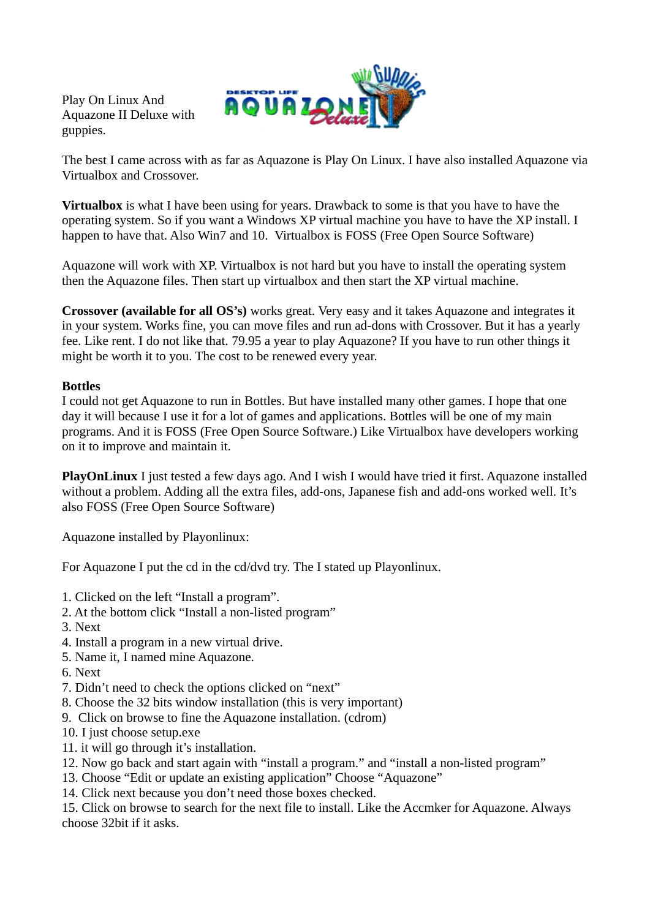Play On Linux And Aquazone II Deluxe with guppies.

The best I came across with as far as Aquazone is Play On Linux. I have also installed Aquazone via Virtualbox and Crossover.

**Virtualbox** is what I have been using for years. Drawback to some is that you have to have the operating system. So if you want a Windows XP virtual machine you have to have the XP install. I happen to have that. Also Win7 and 10. Virtualbox is FOSS (Free Open Source Software)

Aquazone will work with XP. Virtualbox is not hard but you have to install the operating system then the Aquazone files. Then start up virtualbox and then start the XP virtual machine.

**Crossover (available for all OS's)** works great. Very easy and it takes Aquazone and integrates it in your system. Works fine, you can move files and run ad-dons with Crossover. But it has a yearly fee. Like rent. I do not like that. 79.95 a year to play Aquazone? If you have to run other things it might be worth it to you. The cost to be renewed every year.

**Bottles**
I could not get Aquazone to run in Bottles. But have installed many other games. I hope that one day it will because I use it for a lot of games and applications. Bottles will be one of my main programs. And it is FOSS (Free Open Source Software.) Like Virtualbox have developers working on it to improve and maintain it.

**PlayOnLinux** I just tested a few days ago. And I wish I would have tried it first. Aquazone installed without a problem. Adding all the extra files, add-ons, Japanese fish and add-ons worked well. It's also FOSS (Free Open Source Software)

Aquazone installed by Playonlinux:

For Aquazone I put the cd in the cd/dvd try. The I stated up Playonlinux.

1. Clicked on the left "Install a program".
2. At the bottom click "Install a non-listed program"
3. Next
4. Install a program in a new virtual drive.
5. Name it, I named mine Aquazone.
6. Next
7. Didn't need to check the options clicked on "next"
8. Choose the 32 bits window installation (this is very important)
9. Click on browse to fine the Aquazone installation. (cdrom)
10. I just choose setup.exe
11. it will go through it's installation.
12. Now go back and start again with "install a program." and "install a non-listed program"
13. Choose "Edit or update an existing application" Choose "Aquazone"
14. Click next because you don't need those boxes checked.
15. Click on browse to search for the next file to install. Like the Accmker for Aquazone. Always choose 32bit if it asks.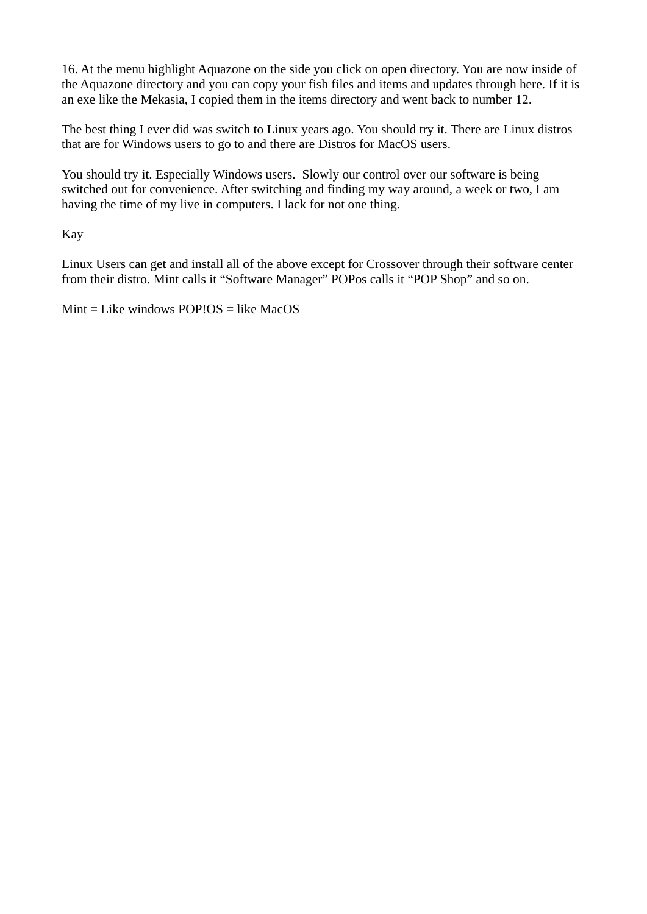16. At the menu highlight Aquazone on the side you click on open directory. You are now inside of the Aquazone directory and you can copy your fish files and items and updates through here. If it is an exe like the Mekasia, I copied them in the items directory and went back to number 12.

The best thing I ever did was switch to Linux years ago. You should try it. There are Linux distros that are for Windows users to go to and there are Distros for MacOS users.

You should try it. Especially Windows users.  Slowly our control over our software is being switched out for convenience. After switching and finding my way around, a week or two, I am having the time of my live in computers. I lack for not one thing.

Kay

Linux Users can get and install all of the above except for Crossover through their software center from their distro. Mint calls it “Software Manager” POPos calls it “POP Shop” and so on.

Mint = Like windows POP!OS = like MacOS